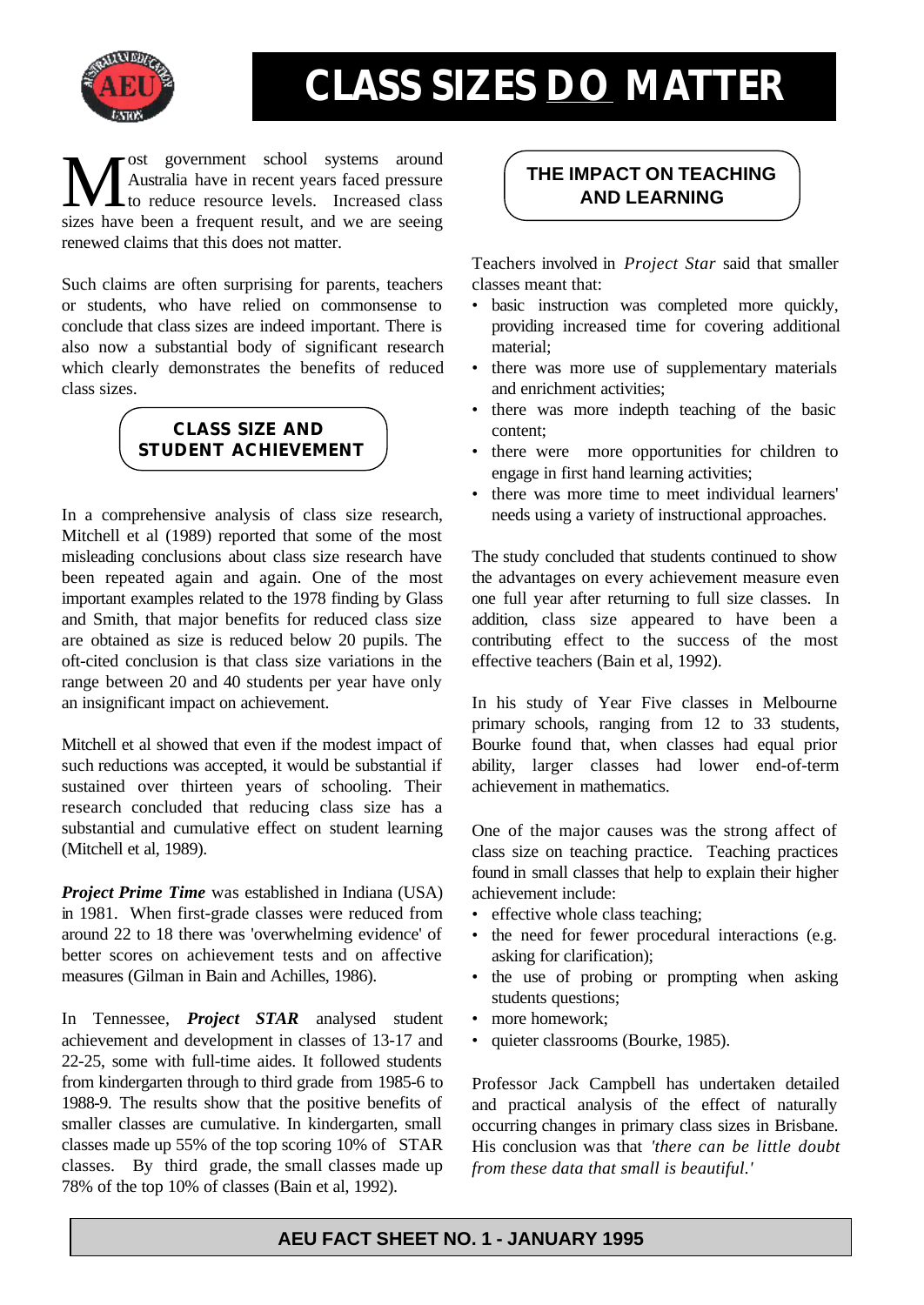# CLASS SIZES DO MATTER

Most government school systems around Australia have in recent years faced pressure to reduce resource levels. Increased class sizes have been a frequent result, and we are seeing renewed claims that this does not matter.

Such claims are often surprising for parents, teachers or students, who have relied on commonsense to conclude that class sizes are indeed important. There is also now a substantial body of significant research which clearly demonstrates the benefits of reduced class sizes.

## CLASS SIZE AND STUDENT ACHIEVEMENT

In a comprehensive analysis of class size research, Mitchell et al (1989) reported that some of the most misleading conclusions about class size research have been repeated again and again. One of the most important examples related to the 1978 finding by Glass and Smith, that major benefits for reduced class size are obtained as size is reduced below 20 pupils. The oft-cited conclusion is that class size variations in the range between 20 and 40 students per year have only an insignificant impact on achievement.

Mitchell et al showed that even if the modest impact of such reductions was accepted, it would be substantial if sustained over thirteen years of schooling. Their research concluded that reducing class size has a substantial and cumulative effect on student learning (Mitchell et al, 1989).

***Project Prime Time*** was established in Indiana (USA) in 1981. When first-grade classes were reduced from around 22 to 18 there was 'overwhelming evidence' of better scores on achievement tests and on affective measures (Gilman in Bain and Achilles, 1986).

In Tennessee, ***Project STAR*** analysed student achievement and development in classes of 13-17 and 22-25, some with full-time aides. It followed students from kindergarten through to third grade from 1985-6 to 1988-9. The results show that the positive benefits of smaller classes are cumulative. In kindergarten, small classes made up 55% of the top scoring 10% of STAR classes. By third grade, the small classes made up 78% of the top 10% of classes (Bain et al, 1992).

## THE IMPACT ON TEACHING AND LEARNING

Teachers involved in *Project Star* said that smaller classes meant that:

- basic instruction was completed more quickly, providing increased time for covering additional material;
- there was more use of supplementary materials and enrichment activities;
- there was more indepth teaching of the basic content;
- there were more opportunities for children to engage in first hand learning activities;
- there was more time to meet individual learners' needs using a variety of instructional approaches.

The study concluded that students continued to show the advantages on every achievement measure even one full year after returning to full size classes. In addition, class size appeared to have been a contributing effect to the success of the most effective teachers (Bain et al, 1992).

In his study of Year Five classes in Melbourne primary schools, ranging from 12 to 33 students, Bourke found that, when classes had equal prior ability, larger classes had lower end-of-term achievement in mathematics.

One of the major causes was the strong affect of class size on teaching practice. Teaching practices found in small classes that help to explain their higher achievement include:

- effective whole class teaching;
- the need for fewer procedural interactions (e.g. asking for clarification);
- the use of probing or prompting when asking students questions;
- more homework;
- quieter classrooms (Bourke, 1985).

Professor Jack Campbell has undertaken detailed and practical analysis of the effect of naturally occurring changes in primary class sizes in Brisbane. His conclusion was that *'there can be little doubt from these data that small is beautiful.'*

**AEU FACT SHEET NO. 1 - JANUARY 1995**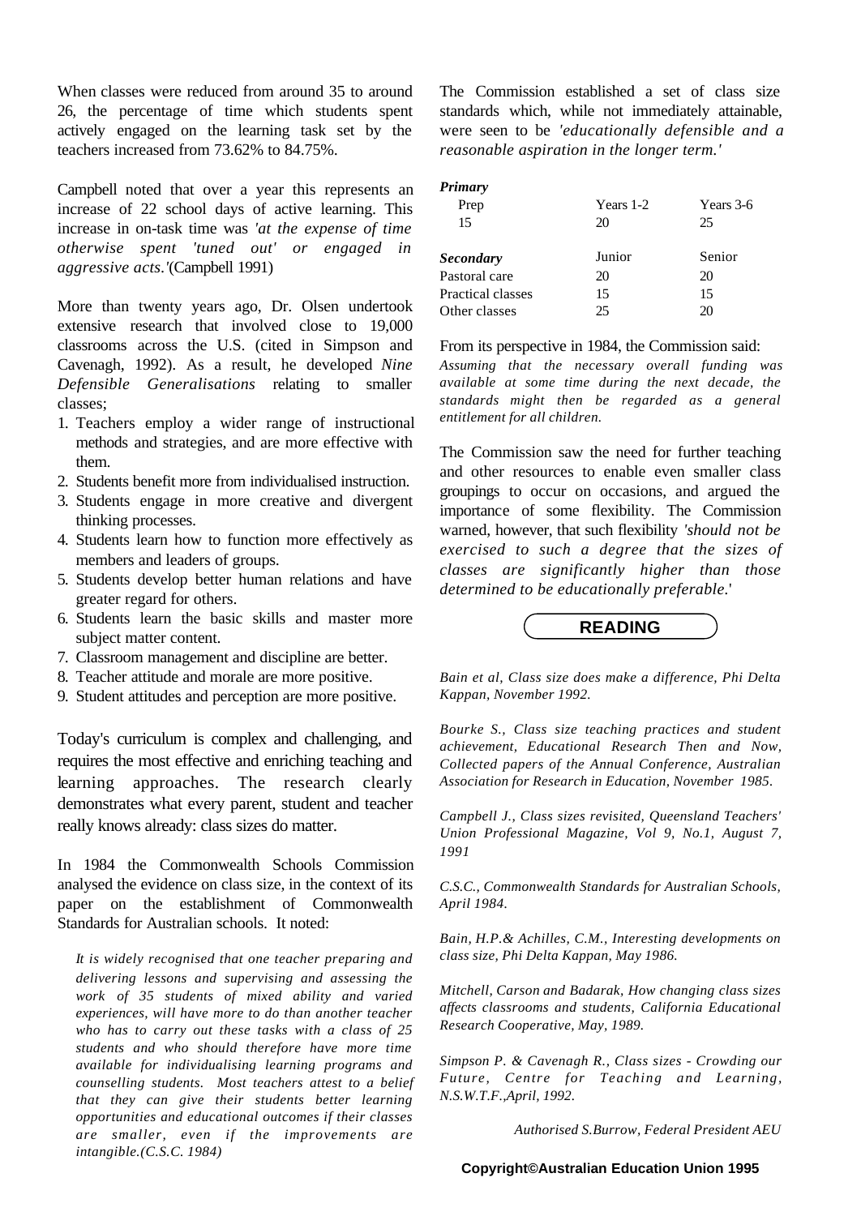When classes were reduced from around 35 to around 26, the percentage of time which students spent actively engaged on the learning task set by the teachers increased from 73.62% to 84.75%.

Campbell noted that over a year this represents an increase of 22 school days of active learning. This increase in on-task time was *'at the expense of time otherwise spent 'tuned out' or engaged in aggressive acts.'*(Campbell 1991)

More than twenty years ago, Dr. Olsen undertook extensive research that involved close to 19,000 classrooms across the U.S. (cited in Simpson and Cavenagh, 1992). As a result, he developed *Nine Defensible Generalisations* relating to smaller classes;

1. Teachers employ a wider range of instructional methods and strategies, and are more effective with them.
2. Students benefit more from individualised instruction.
3. Students engage in more creative and divergent thinking processes.
4. Students learn how to function more effectively as members and leaders of groups.
5. Students develop better human relations and have greater regard for others.
6. Students learn the basic skills and master more subject matter content.
7. Classroom management and discipline are better.
8. Teacher attitude and morale are more positive.
9. Student attitudes and perception are more positive.

Today's curriculum is complex and challenging, and requires the most effective and enriching teaching and learning approaches. The research clearly demonstrates what every parent, student and teacher really knows already: class sizes do matter.

In 1984 the Commonwealth Schools Commission analysed the evidence on class size, in the context of its paper on the establishment of Commonwealth Standards for Australian schools. It noted:

> *It is widely recognised that one teacher preparing and delivering lessons and supervising and assessing the work of 35 students of mixed ability and varied experiences, will have more to do than another teacher who has to carry out these tasks with a class of 25 students and who should therefore have more time available for individualising learning programs and counselling students. Most teachers attest to a belief that they can give their students better learning opportunities and educational outcomes if their classes are smaller, even if the improvements are intangible.(C.S.C. 1984)*

The Commission established a set of class size standards which, while not immediately attainable, were seen to be *'educationally defensible and a reasonable aspiration in the longer term.'*

| *Primary* | | |
|---|---|---|
| Prep | Years 1-2 | Years 3-6 |
| 15 | 20 | 25 |
| ***Secondary*** | Junior | Senior |
| Pastoral care | 20 | 20 |
| Practical classes | 15 | 15 |
| Other classes | 25 | 20 |

From its perspective in 1984, the Commission said:

*Assuming that the necessary overall funding was available at some time during the next decade, the standards might then be regarded as a general entitlement for all children.*

The Commission saw the need for further teaching and other resources to enable even smaller class groupings to occur on occasions, and argued the importance of some flexibility. The Commission warned, however, that such flexibility *'should not be exercised to such a degree that the sizes of classes are significantly higher than those determined to be educationally preferable.'*

## READING

*Bain et al, Class size does make a difference, Phi Delta Kappan, November 1992.*

*Bourke S., Class size teaching practices and student achievement, Educational Research Then and Now, Collected papers of the Annual Conference, Australian Association for Research in Education, November 1985.*

*Campbell J., Class sizes revisited, Queensland Teachers' Union Professional Magazine, Vol 9, No.1, August 7, 1991*

*C.S.C., Commonwealth Standards for Australian Schools, April 1984.*

*Bain, H.P.& Achilles, C.M., Interesting developments on class size, Phi Delta Kappan, May 1986.*

*Mitchell, Carson and Badarak, How changing class sizes affects classrooms and students, California Educational Research Cooperative, May, 1989.*

*Simpson P. & Cavenagh R., Class sizes - Crowding our Future, Centre for Teaching and Learning, N.S.W.T.F.,April, 1992.*

*Authorised S.Burrow, Federal President AEU*

**Copyright©Australian Education Union 1995**